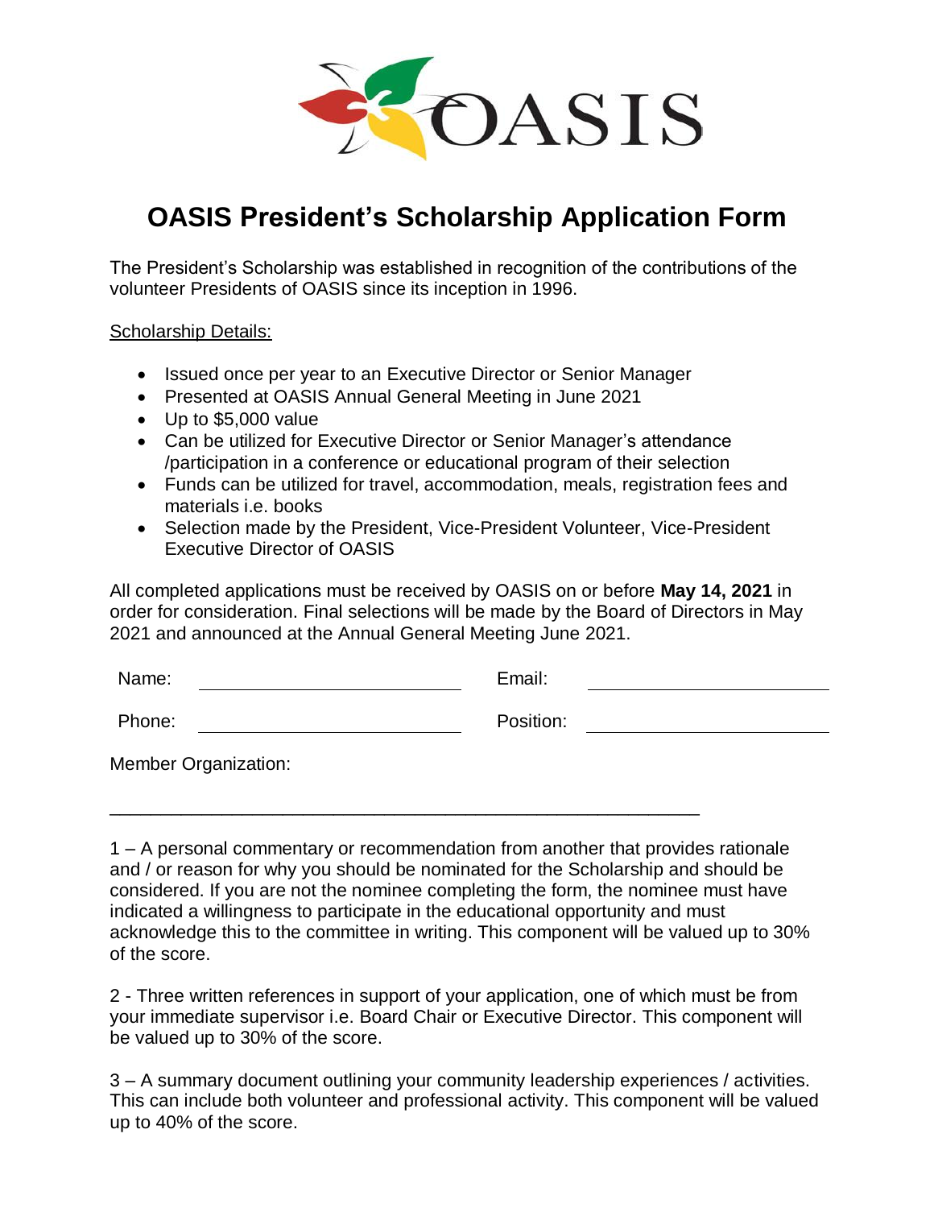# OASIS President's Scholarship Application Form

The President's Scholarship was established in recognition of the contributions of the volunteer Presidents of OASIS since its inception in 1996.

Scholarship Details:

- Issued once per year to an Executive Director or Senior Manager
- Presented at OASIS Annual General Meeting in June 2021
- Up to $5,000 value
- Can be utilized for Executive Director or Senior Manager's attendance /participation in a conference or educational program of their selection
- Funds can be utilized for travel, accommodation, meals, registration fees and materials i.e. books
- Selection made by the President, Vice-President Volunteer, Vice-President Executive Director of OASIS

All completed applications must be received by OASIS on or before **May 14, 2021** in order for consideration. Final selections will be made by the Board of Directors in May 2021 and announced at the Annual General Meeting June 2021.

Name: ______________________ Email: ______________________

Phone: ______________________ Position: ______________________

Member Organization:

______________________________________________________

1 – A personal commentary or recommendation from another that provides rationale and / or reason for why you should be nominated for the Scholarship and should be considered. If you are not the nominee completing the form, the nominee must have indicated a willingness to participate in the educational opportunity and must acknowledge this to the committee in writing. This component will be valued up to 30% of the score.

2 - Three written references in support of your application, one of which must be from your immediate supervisor i.e. Board Chair or Executive Director. This component will be valued up to 30% of the score.

3 – A summary document outlining your community leadership experiences / activities. This can include both volunteer and professional activity. This component will be valued up to 40% of the score.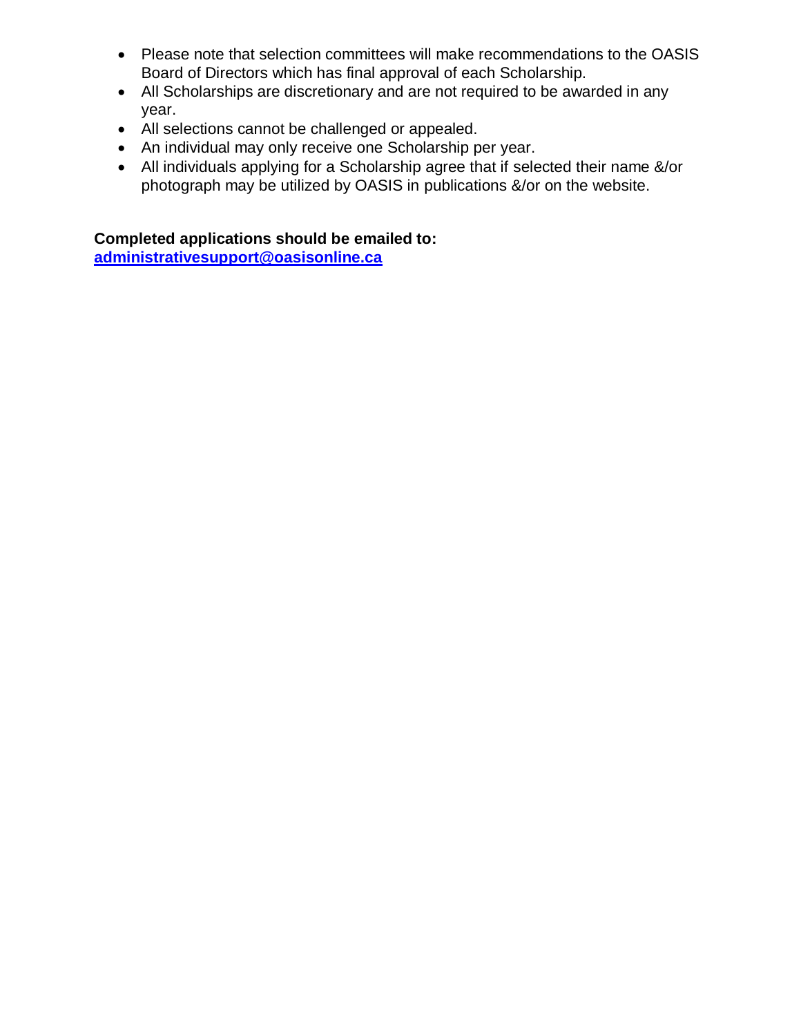- Please note that selection committees will make recommendations to the OASIS Board of Directors which has final approval of each Scholarship.
- All Scholarships are discretionary and are not required to be awarded in any year.
- All selections cannot be challenged or appealed.
- An individual may only receive one Scholarship per year.
- All individuals applying for a Scholarship agree that if selected their name &/or photograph may be utilized by OASIS in publications &/or on the website.

**Completed applications should be emailed to:**
**administrativesupport@oasisonline.ca**